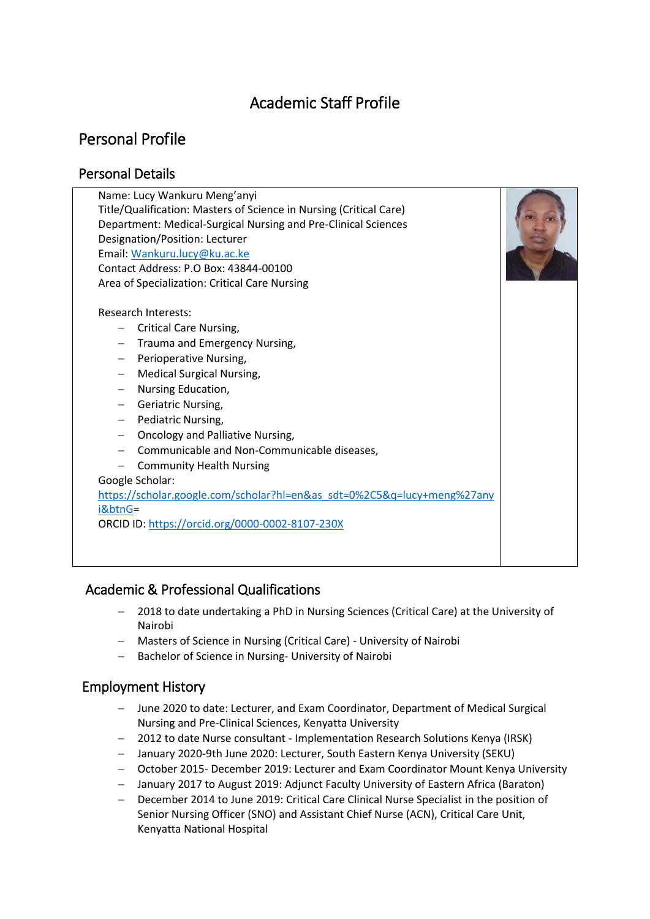# Academic Staff Profile

## Personal Profile

### Personal Details

Name: Lucy Wankuru Meng'anyi
Title/Qualification: Masters of Science in Nursing (Critical Care)
Department: Medical-Surgical Nursing and Pre-Clinical Sciences
Designation/Position: Lecturer
Email: Wankuru.lucy@ku.ac.ke
Contact Address: P.O Box: 43844-00100
Area of Specialization: Critical Care Nursing

Research Interests:

- Critical Care Nursing,
- Trauma and Emergency Nursing,
- Perioperative Nursing,
- Medical Surgical Nursing,
- Nursing Education,
- Geriatric Nursing,
- Pediatric Nursing,
- Oncology and Palliative Nursing,
- Communicable and Non-Communicable diseases,
- Community Health Nursing

Google Scholar:
https://scholar.google.com/scholar?hl=en&as_sdt=0%2C5&q=lucy+meng%27anyi&btnG=
ORCID ID: https://orcid.org/0000-0002-8107-230X

### Academic & Professional Qualifications

- 2018 to date undertaking a PhD in Nursing Sciences (Critical Care) at the University of Nairobi
- Masters of Science in Nursing (Critical Care) - University of Nairobi
- Bachelor of Science in Nursing- University of Nairobi

### Employment History

- June 2020 to date: Lecturer, and Exam Coordinator, Department of Medical Surgical Nursing and Pre-Clinical Sciences, Kenyatta University
- 2012 to date Nurse consultant - Implementation Research Solutions Kenya (IRSK)
- January 2020-9th June 2020: Lecturer, South Eastern Kenya University (SEKU)
- October 2015- December 2019: Lecturer and Exam Coordinator Mount Kenya University
- January 2017 to August 2019: Adjunct Faculty University of Eastern Africa (Baraton)
- December 2014 to June 2019: Critical Care Clinical Nurse Specialist in the position of Senior Nursing Officer (SNO) and Assistant Chief Nurse (ACN), Critical Care Unit, Kenyatta National Hospital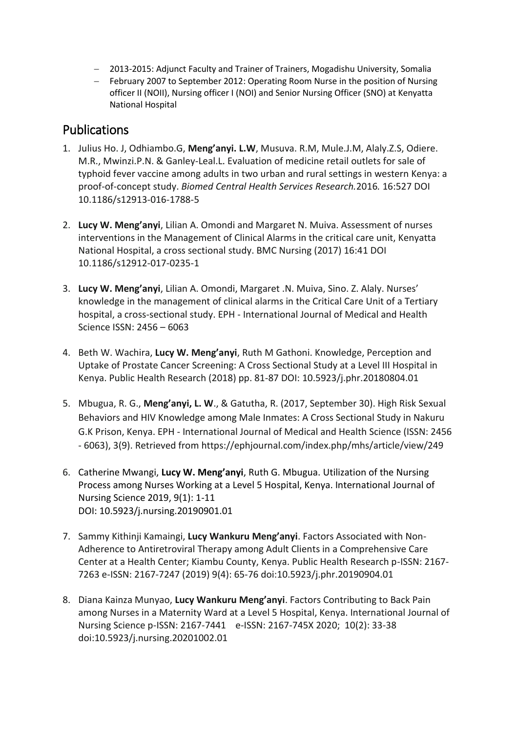- 2013-2015: Adjunct Faculty and Trainer of Trainers, Mogadishu University, Somalia
- February 2007 to September 2012: Operating Room Nurse in the position of Nursing officer II (NOII), Nursing officer I (NOI) and Senior Nursing Officer (SNO) at Kenyatta National Hospital

## Publications

1. Julius Ho. J, Odhiambo.G, **Meng'anyi. L.W**, Musuva. R.M, Mule.J.M, Alaly.Z.S, Odiere. M.R., Mwinzi.P.N. & Ganley-Leal.L. Evaluation of medicine retail outlets for sale of typhoid fever vaccine among adults in two urban and rural settings in western Kenya: a proof-of-concept study. *Biomed Central Health Services Research.*2016*.* 16:527 DOI 10.1186/s12913-016-1788-5

2. **Lucy W. Meng'anyi**, Lilian A. Omondi and Margaret N. Muiva. Assessment of nurses interventions in the Management of Clinical Alarms in the critical care unit, Kenyatta National Hospital, a cross sectional study. BMC Nursing (2017) 16:41 DOI 10.1186/s12912-017-0235-1

3. **Lucy W. Meng'anyi**, Lilian A. Omondi, Margaret .N. Muiva, Sino. Z. Alaly. Nurses' knowledge in the management of clinical alarms in the Critical Care Unit of a Tertiary hospital, a cross-sectional study. EPH - International Journal of Medical and Health Science ISSN: 2456 – 6063

4. Beth W. Wachira, **Lucy W. Meng'anyi**, Ruth M Gathoni. Knowledge, Perception and Uptake of Prostate Cancer Screening: A Cross Sectional Study at a Level III Hospital in Kenya. Public Health Research (2018) pp. 81-87 DOI: 10.5923/j.phr.20180804.01

5. Mbugua, R. G., **Meng'anyi, L. W**., & Gatutha, R. (2017, September 30). High Risk Sexual Behaviors and HIV Knowledge among Male Inmates: A Cross Sectional Study in Nakuru G.K Prison, Kenya. EPH - International Journal of Medical and Health Science (ISSN: 2456 - 6063), 3(9). Retrieved from https://ephjournal.com/index.php/mhs/article/view/249

6. Catherine Mwangi, **Lucy W. Meng'anyi**, Ruth G. Mbugua. Utilization of the Nursing Process among Nurses Working at a Level 5 Hospital, Kenya. International Journal of Nursing Science 2019, 9(1): 1-11
   DOI: 10.5923/j.nursing.20190901.01

7. Sammy Kithinji Kamaingi, **Lucy Wankuru Meng'anyi**. Factors Associated with Non-Adherence to Antiretroviral Therapy among Adult Clients in a Comprehensive Care Center at a Health Center; Kiambu County, Kenya. Public Health Research p-ISSN: 2167-7263 e-ISSN: 2167-7247 (2019) 9(4): 65-76 doi:10.5923/j.phr.20190904.01

8. Diana Kainza Munyao, **Lucy Wankuru Meng'anyi**. Factors Contributing to Back Pain among Nurses in a Maternity Ward at a Level 5 Hospital, Kenya. International Journal of Nursing Science p-ISSN: 2167-7441 e-ISSN: 2167-745X 2020; 10(2): 33-38 doi:10.5923/j.nursing.20201002.01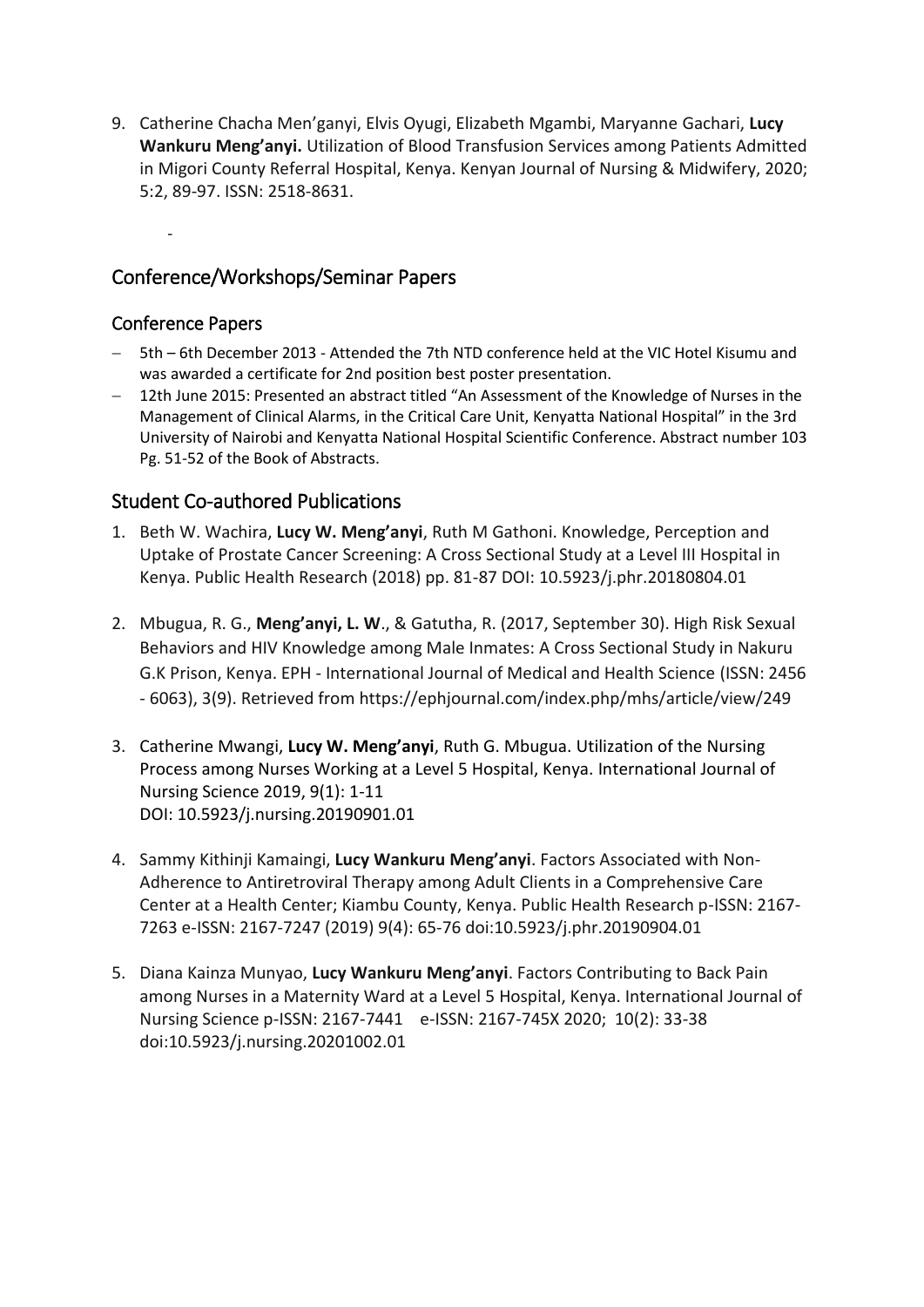9. Catherine Chacha Men'ganyi, Elvis Oyugi, Elizabeth Mgambi, Maryanne Gachari, **Lucy Wankuru Meng'anyi.** Utilization of Blood Transfusion Services among Patients Admitted in Migori County Referral Hospital, Kenya. Kenyan Journal of Nursing & Midwifery, 2020; 5:2, 89-97. ISSN: 2518-8631.

-

## Conference/Workshops/Seminar Papers

### Conference Papers

- 5th – 6th December 2013 - Attended the 7th NTD conference held at the VIC Hotel Kisumu and was awarded a certificate for 2nd position best poster presentation.
- 12th June 2015: Presented an abstract titled "An Assessment of the Knowledge of Nurses in the Management of Clinical Alarms, in the Critical Care Unit, Kenyatta National Hospital" in the 3rd University of Nairobi and Kenyatta National Hospital Scientific Conference. Abstract number 103 Pg. 51-52 of the Book of Abstracts.

## Student Co-authored Publications

1. Beth W. Wachira, **Lucy W. Meng'anyi**, Ruth M Gathoni. Knowledge, Perception and Uptake of Prostate Cancer Screening: A Cross Sectional Study at a Level III Hospital in Kenya. Public Health Research (2018) pp. 81-87 DOI: 10.5923/j.phr.20180804.01

2. Mbugua, R. G., **Meng'anyi, L. W**., & Gatutha, R. (2017, September 30). High Risk Sexual Behaviors and HIV Knowledge among Male Inmates: A Cross Sectional Study in Nakuru G.K Prison, Kenya. EPH - International Journal of Medical and Health Science (ISSN: 2456 - 6063), 3(9). Retrieved from https://ephjournal.com/index.php/mhs/article/view/249

3. Catherine Mwangi, **Lucy W. Meng'anyi**, Ruth G. Mbugua. Utilization of the Nursing Process among Nurses Working at a Level 5 Hospital, Kenya. International Journal of Nursing Science 2019, 9(1): 1-11
   DOI: 10.5923/j.nursing.20190901.01

4. Sammy Kithinji Kamaingi, **Lucy Wankuru Meng'anyi**. Factors Associated with Non-Adherence to Antiretroviral Therapy among Adult Clients in a Comprehensive Care Center at a Health Center; Kiambu County, Kenya. Public Health Research p-ISSN: 2167-7263 e-ISSN: 2167-7247 (2019) 9(4): 65-76 doi:10.5923/j.phr.20190904.01

5. Diana Kainza Munyao, **Lucy Wankuru Meng'anyi**. Factors Contributing to Back Pain among Nurses in a Maternity Ward at a Level 5 Hospital, Kenya. International Journal of Nursing Science p-ISSN: 2167-7441 e-ISSN: 2167-745X 2020; 10(2): 33-38 doi:10.5923/j.nursing.20201002.01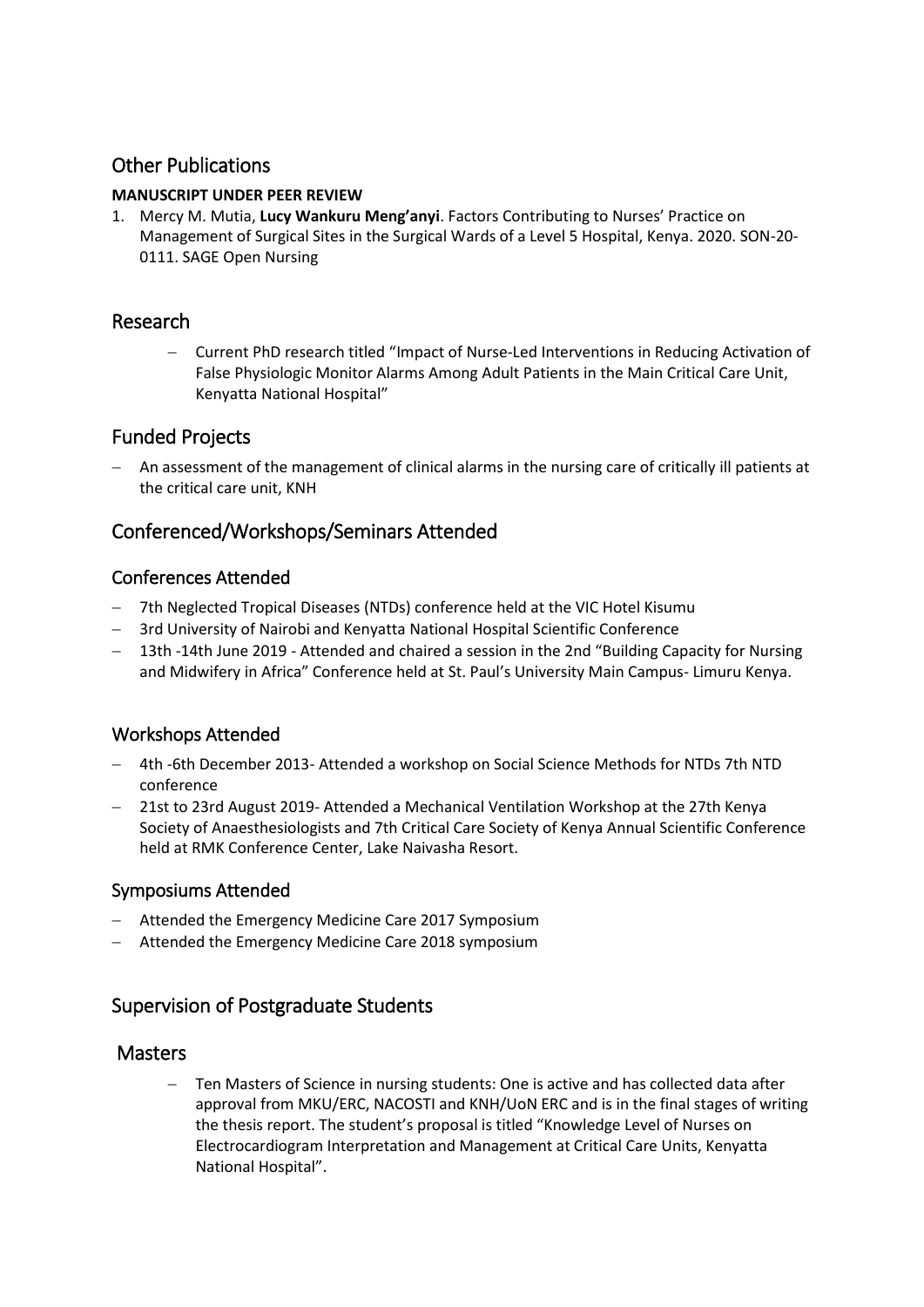## Other Publications

**MANUSCRIPT UNDER PEER REVIEW**

1. Mercy M. Mutia, **Lucy Wankuru Meng'anyi**. Factors Contributing to Nurses' Practice on Management of Surgical Sites in the Surgical Wards of a Level 5 Hospital, Kenya. 2020. SON-20-0111. SAGE Open Nursing

## Research

- Current PhD research titled "Impact of Nurse-Led Interventions in Reducing Activation of False Physiologic Monitor Alarms Among Adult Patients in the Main Critical Care Unit, Kenyatta National Hospital"

## Funded Projects

- An assessment of the management of clinical alarms in the nursing care of critically ill patients at the critical care unit, KNH

## Conferenced/Workshops/Seminars Attended

### Conferences Attended

- 7th Neglected Tropical Diseases (NTDs) conference held at the VIC Hotel Kisumu
- 3rd University of Nairobi and Kenyatta National Hospital Scientific Conference
- 13th -14th June 2019 - Attended and chaired a session in the 2nd "Building Capacity for Nursing and Midwifery in Africa" Conference held at St. Paul's University Main Campus- Limuru Kenya.

### Workshops Attended

- 4th -6th December 2013- Attended a workshop on Social Science Methods for NTDs 7th NTD conference
- 21st to 23rd August 2019- Attended a Mechanical Ventilation Workshop at the 27th Kenya Society of Anaesthesiologists and 7th Critical Care Society of Kenya Annual Scientific Conference held at RMK Conference Center, Lake Naivasha Resort.

### Symposiums Attended

- Attended the Emergency Medicine Care 2017 Symposium
- Attended the Emergency Medicine Care 2018 symposium

## Supervision of Postgraduate Students

### Masters

- Ten Masters of Science in nursing students: One is active and has collected data after approval from MKU/ERC, NACOSTI and KNH/UoN ERC and is in the final stages of writing the thesis report. The student's proposal is titled "Knowledge Level of Nurses on Electrocardiogram Interpretation and Management at Critical Care Units, Kenyatta National Hospital".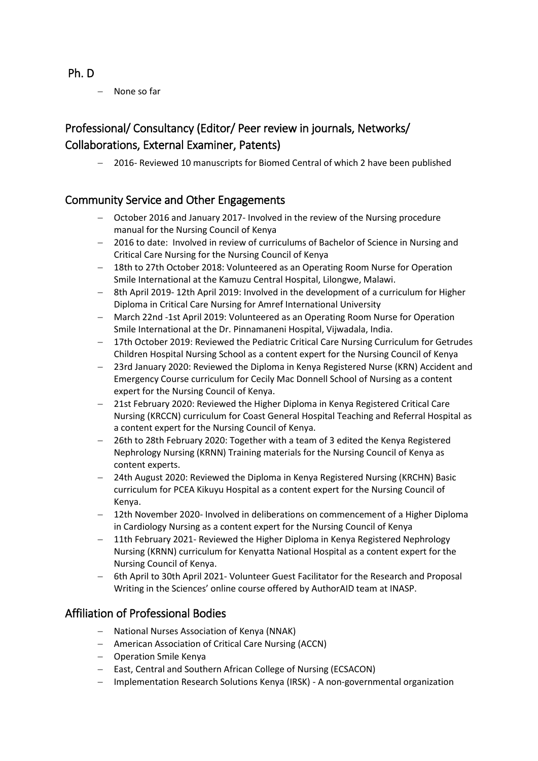## Ph. D

- None so far

## Professional/ Consultancy (Editor/ Peer review in journals, Networks/ Collaborations, External Examiner, Patents)

- 2016- Reviewed 10 manuscripts for Biomed Central of which 2 have been published

## Community Service and Other Engagements

- October 2016 and January 2017- Involved in the review of the Nursing procedure manual for the Nursing Council of Kenya
- 2016 to date: Involved in review of curriculums of Bachelor of Science in Nursing and Critical Care Nursing for the Nursing Council of Kenya
- 18th to 27th October 2018: Volunteered as an Operating Room Nurse for Operation Smile International at the Kamuzu Central Hospital, Lilongwe, Malawi.
- 8th April 2019- 12th April 2019: Involved in the development of a curriculum for Higher Diploma in Critical Care Nursing for Amref International University
- March 22nd -1st April 2019: Volunteered as an Operating Room Nurse for Operation Smile International at the Dr. Pinnamaneni Hospital, Vijwadala, India.
- 17th October 2019: Reviewed the Pediatric Critical Care Nursing Curriculum for Getrudes Children Hospital Nursing School as a content expert for the Nursing Council of Kenya
- 23rd January 2020: Reviewed the Diploma in Kenya Registered Nurse (KRN) Accident and Emergency Course curriculum for Cecily Mac Donnell School of Nursing as a content expert for the Nursing Council of Kenya.
- 21st February 2020: Reviewed the Higher Diploma in Kenya Registered Critical Care Nursing (KRCCN) curriculum for Coast General Hospital Teaching and Referral Hospital as a content expert for the Nursing Council of Kenya.
- 26th to 28th February 2020: Together with a team of 3 edited the Kenya Registered Nephrology Nursing (KRNN) Training materials for the Nursing Council of Kenya as content experts.
- 24th August 2020: Reviewed the Diploma in Kenya Registered Nursing (KRCHN) Basic curriculum for PCEA Kikuyu Hospital as a content expert for the Nursing Council of Kenya.
- 12th November 2020- Involved in deliberations on commencement of a Higher Diploma in Cardiology Nursing as a content expert for the Nursing Council of Kenya
- 11th February 2021- Reviewed the Higher Diploma in Kenya Registered Nephrology Nursing (KRNN) curriculum for Kenyatta National Hospital as a content expert for the Nursing Council of Kenya.
- 6th April to 30th April 2021- Volunteer Guest Facilitator for the Research and Proposal Writing in the Sciences' online course offered by AuthorAID team at INASP.

## Affiliation of Professional Bodies

- National Nurses Association of Kenya (NNAK)
- American Association of Critical Care Nursing (ACCN)
- Operation Smile Kenya
- East, Central and Southern African College of Nursing (ECSACON)
- Implementation Research Solutions Kenya (IRSK) - A non-governmental organization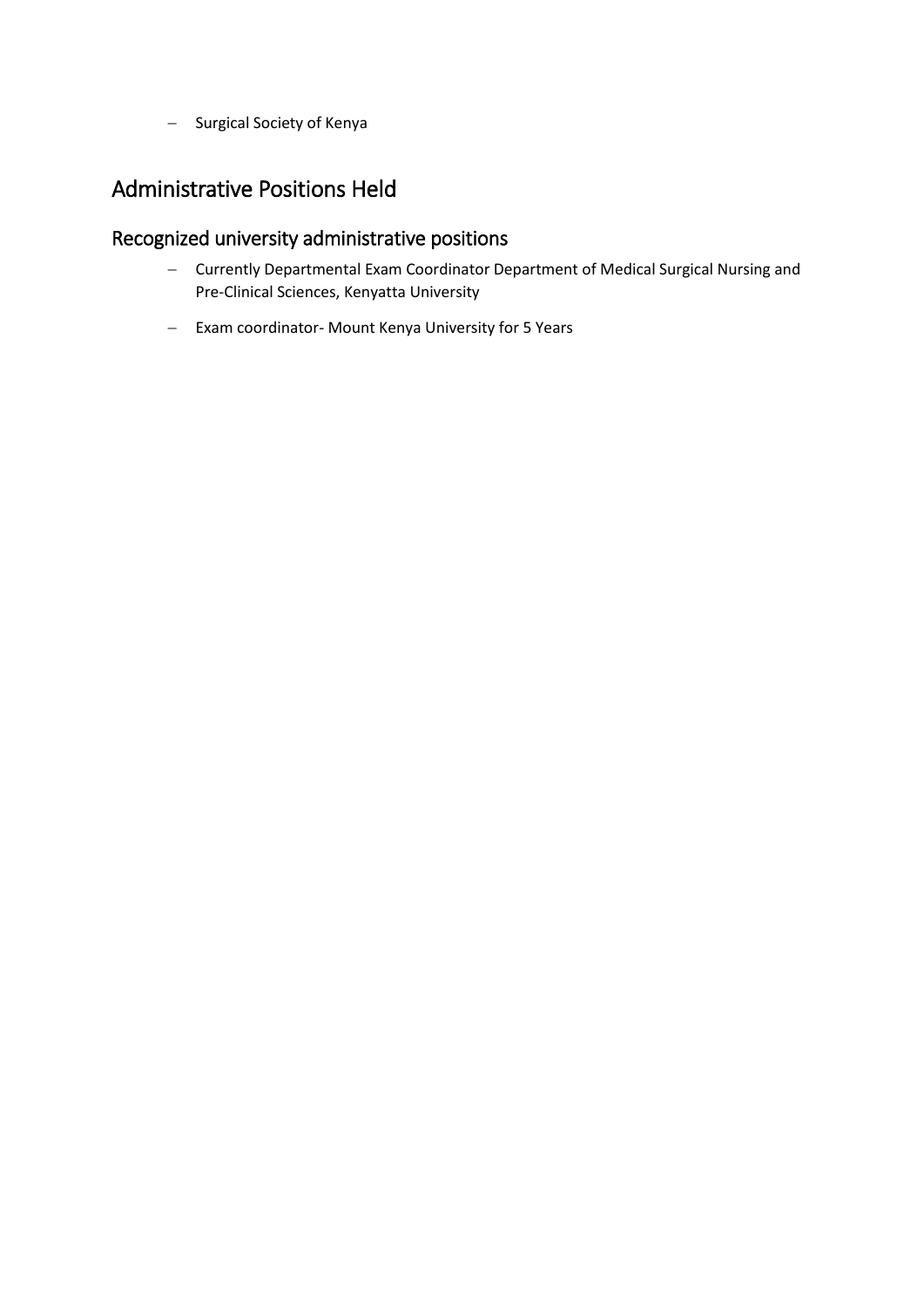- Surgical Society of Kenya

# Administrative Positions Held

## Recognized university administrative positions

- Currently Departmental Exam Coordinator Department of Medical Surgical Nursing and Pre-Clinical Sciences, Kenyatta University
- Exam coordinator- Mount Kenya University for 5 Years